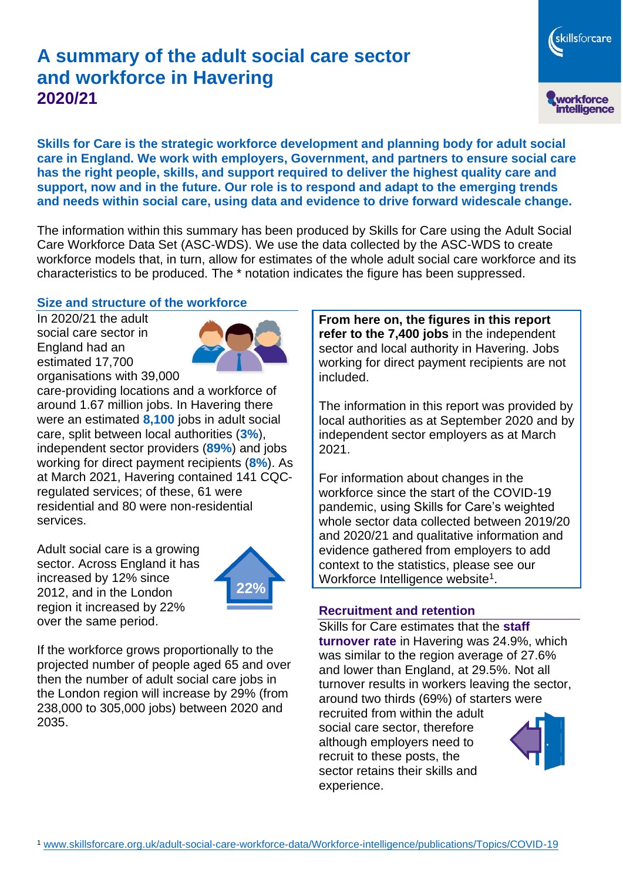# A summary of the adult social care sector and workforce in Havering

## 2020/21

**Skills for Care is the strategic workforce development and planning body for adult social care in England. We work with employers, Government, and partners to ensure social care has the right people, skills, and support required to deliver the highest quality care and support, now and in the future. Our role is to respond and adapt to the emerging trends and needs within social care, using data and evidence to drive forward widescale change.**

The information within this summary has been produced by Skills for Care using the Adult Social Care Workforce Data Set (ASC-WDS). We use the data collected by the ASC-WDS to create workforce models that, in turn, allow for estimates of the whole adult social care workforce and its characteristics to be produced. The * notation indicates the figure has been suppressed.

### Size and structure of the workforce

In 2020/21 the adult social care sector in England had an estimated 17,700 organisations with 39,000 care-providing locations and a workforce of around 1.67 million jobs. In Havering there were an estimated **8,100** jobs in adult social care, split between local authorities (**3%**), independent sector providers (**89%**) and jobs working for direct payment recipients (**8%**). As at March 2021, Havering contained 141 CQC-regulated services; of these, 61 were residential and 80 were non-residential services.

Adult social care is a growing sector. Across England it has increased by 12% since 2012, and in the London region it increased by 22% over the same period.

22%

If the workforce grows proportionally to the projected number of people aged 65 and over then the number of adult social care jobs in the London region will increase by 29% (from 238,000 to 305,000 jobs) between 2020 and 2035.

**From here on, the figures in this report refer to the 7,400 jobs** in the independent sector and local authority in Havering. Jobs working for direct payment recipients are not included.

The information in this report was provided by local authorities as at September 2020 and by independent sector employers as at March 2021.

For information about changes in the workforce since the start of the COVID-19 pandemic, using Skills for Care's weighted whole sector data collected between 2019/20 and 2020/21 and qualitative information and evidence gathered from employers to add context to the statistics, please see our Workforce Intelligence website[1].

### Recruitment and retention

Skills for Care estimates that the **staff turnover rate** in Havering was 24.9%, which was similar to the region average of 27.6% and lower than England, at 29.5%. Not all turnover results in workers leaving the sector, around two thirds (69%) of starters were recruited from within the adult social care sector, therefore although employers need to recruit to these posts, the sector retains their skills and experience.

[1] www.skillsforcare.org.uk/adult-social-care-workforce-data/Workforce-intelligence/publications/Topics/COVID-19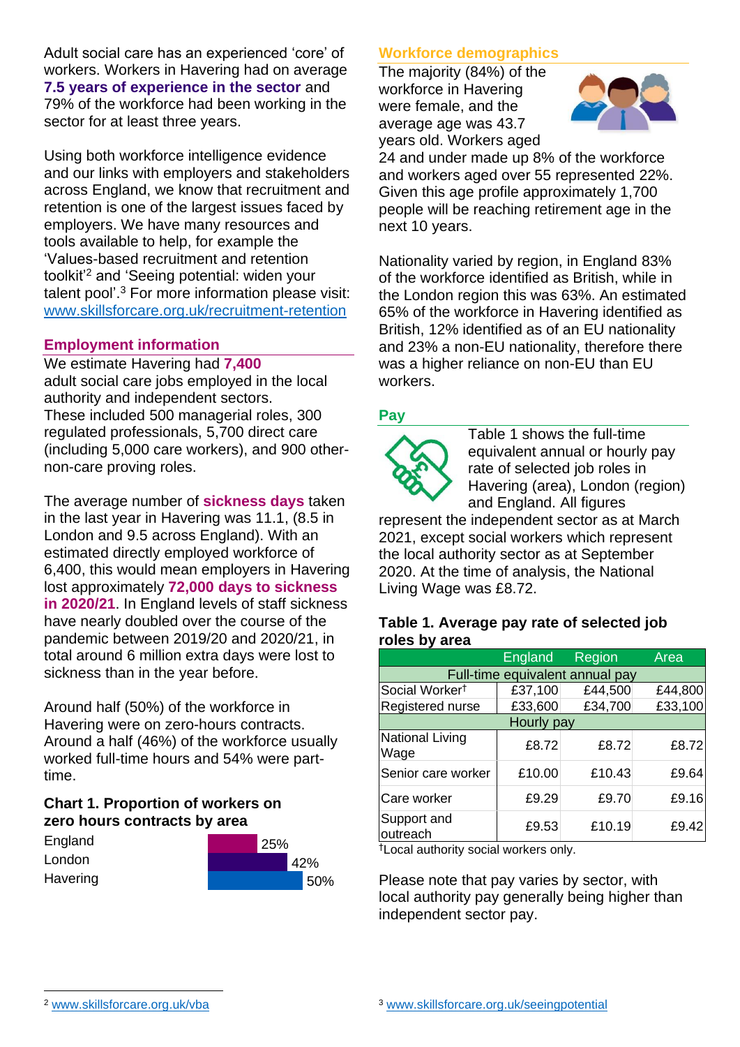Adult social care has an experienced 'core' of workers. Workers in Havering had on average **7.5 years of experience in the sector** and 79% of the workforce had been working in the sector for at least three years.

Using both workforce intelligence evidence and our links with employers and stakeholders across England, we know that recruitment and retention is one of the largest issues faced by employers. We have many resources and tools available to help, for example the 'Values-based recruitment and retention toolkit'[2] and 'Seeing potential: widen your talent pool'.[3] For more information please visit: www.skillsforcare.org.uk/recruitment-retention

## Employment information

We estimate Havering had **7,400** adult social care jobs employed in the local authority and independent sectors. These included 500 managerial roles, 300 regulated professionals, 5,700 direct care (including 5,000 care workers), and 900 other-non-care proving roles.

The average number of **sickness days** taken in the last year in Havering was 11.1, (8.5 in London and 9.5 across England). With an estimated directly employed workforce of 6,400, this would mean employers in Havering lost approximately **72,000 days to sickness in 2020/21**. In England levels of staff sickness have nearly doubled over the course of the pandemic between 2019/20 and 2020/21, in total around 6 million extra days were lost to sickness than in the year before.

Around half (50%) of the workforce in Havering were on zero-hours contracts. Around a half (46%) of the workforce usually worked full-time hours and 54% were part-time.

### Chart 1. Proportion of workers on zero hours contracts by area

| Area | Proportion |
|---|---|
| England | 25% |
| London | 42% |
| Havering | 50% |

## Workforce demographics

The majority (84%) of the workforce in Havering were female, and the average age was 43.7 years old. Workers aged 24 and under made up 8% of the workforce and workers aged over 55 represented 22%. Given this age profile approximately 1,700 people will be reaching retirement age in the next 10 years.

Nationality varied by region, in England 83% of the workforce identified as British, while in the London region this was 63%. An estimated 65% of the workforce in Havering identified as British, 12% identified as of an EU nationality and 23% a non-EU nationality, therefore there was a higher reliance on non-EU than EU workers.

## Pay

Table 1 shows the full-time equivalent annual or hourly pay rate of selected job roles in Havering (area), London (region) and England. All figures represent the independent sector as at March 2021, except social workers which represent the local authority sector as at September 2020. At the time of analysis, the National Living Wage was £8.72.

### Table 1. Average pay rate of selected job roles by area

| | England | Region | Area |
|---|---|---|---|
| **Full-time equivalent annual pay** | | | |
| Social Worker† | £37,100 | £44,500 | £44,800 |
| Registered nurse | £33,600 | £34,700 | £33,100 |
| **Hourly pay** | | | |
| National Living Wage | £8.72 | £8.72 | £8.72 |
| Senior care worker | £10.00 | £10.43 | £9.64 |
| Care worker | £9.29 | £9.70 | £9.16 |
| Support and outreach | £9.53 | £10.19 | £9.42 |

†Local authority social workers only.

Please note that pay varies by sector, with local authority pay generally being higher than independent sector pay.

[2] www.skillsforcare.org.uk/vba

[3] www.skillsforcare.org.uk/seeingpotential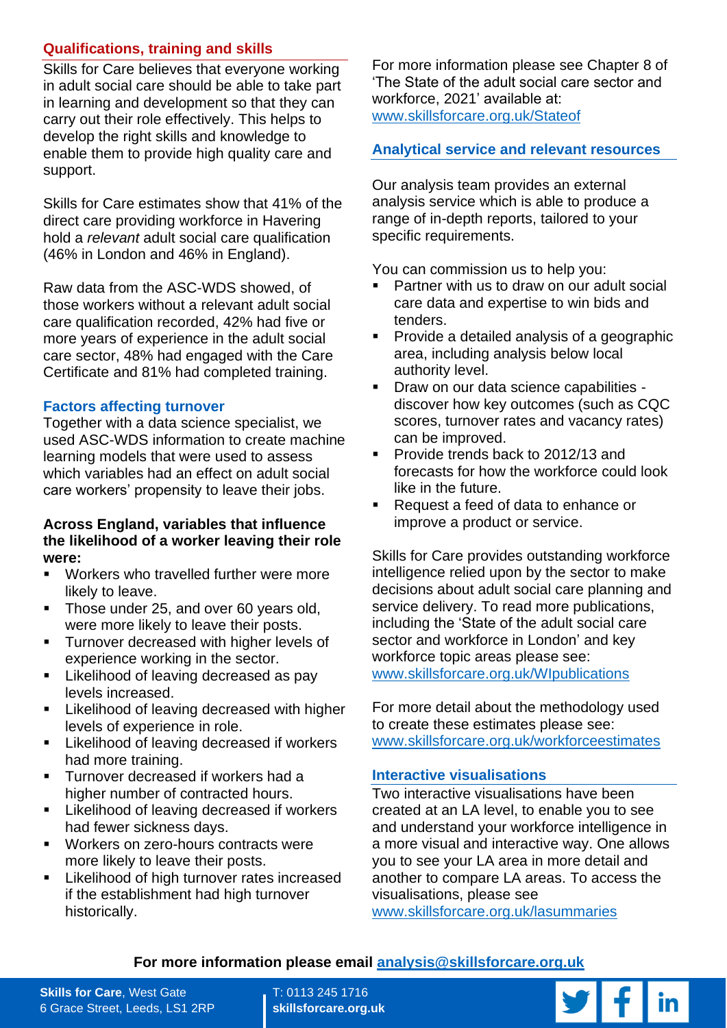## Qualifications, training and skills

Skills for Care believes that everyone working in adult social care should be able to take part in learning and development so that they can carry out their role effectively. This helps to develop the right skills and knowledge to enable them to provide high quality care and support.

Skills for Care estimates show that 41% of the direct care providing workforce in Havering hold a *relevant* adult social care qualification (46% in London and 46% in England).

Raw data from the ASC-WDS showed, of those workers without a relevant adult social care qualification recorded, 42% had five or more years of experience in the adult social care sector, 48% had engaged with the Care Certificate and 81% had completed training.

## Factors affecting turnover

Together with a data science specialist, we used ASC-WDS information to create machine learning models that were used to assess which variables had an effect on adult social care workers' propensity to leave their jobs.

**Across England, variables that influence the likelihood of a worker leaving their role were:**

- Workers who travelled further were more likely to leave.
- Those under 25, and over 60 years old, were more likely to leave their posts.
- Turnover decreased with higher levels of experience working in the sector.
- Likelihood of leaving decreased as pay levels increased.
- Likelihood of leaving decreased with higher levels of experience in role.
- Likelihood of leaving decreased if workers had more training.
- Turnover decreased if workers had a higher number of contracted hours.
- Likelihood of leaving decreased if workers had fewer sickness days.
- Workers on zero-hours contracts were more likely to leave their posts.
- Likelihood of high turnover rates increased if the establishment had high turnover historically.

For more information please see Chapter 8 of 'The State of the adult social care sector and workforce, 2021' available at: www.skillsforcare.org.uk/Stateof

## Analytical service and relevant resources

Our analysis team provides an external analysis service which is able to produce a range of in-depth reports, tailored to your specific requirements.

You can commission us to help you:

- Partner with us to draw on our adult social care data and expertise to win bids and tenders.
- Provide a detailed analysis of a geographic area, including analysis below local authority level.
- Draw on our data science capabilities - discover how key outcomes (such as CQC scores, turnover rates and vacancy rates) can be improved.
- Provide trends back to 2012/13 and forecasts for how the workforce could look like in the future.
- Request a feed of data to enhance or improve a product or service.

Skills for Care provides outstanding workforce intelligence relied upon by the sector to make decisions about adult social care planning and service delivery. To read more publications, including the 'State of the adult social care sector and workforce in London' and key workforce topic areas please see: www.skillsforcare.org.uk/WIpublications

For more detail about the methodology used to create these estimates please see: www.skillsforcare.org.uk/workforceestimates

## Interactive visualisations

Two interactive visualisations have been created at an LA level, to enable you to see and understand your workforce intelligence in a more visual and interactive way. One allows you to see your LA area in more detail and another to compare LA areas. To access the visualisations, please see www.skillsforcare.org.uk/lasummaries

**For more information please email analysis@skillsforcare.org.uk**

**Skills for Care**, West Gate
6 Grace Street, Leeds, LS1 2RP

T: 0113 245 1716
**skillsforcare.org.uk**